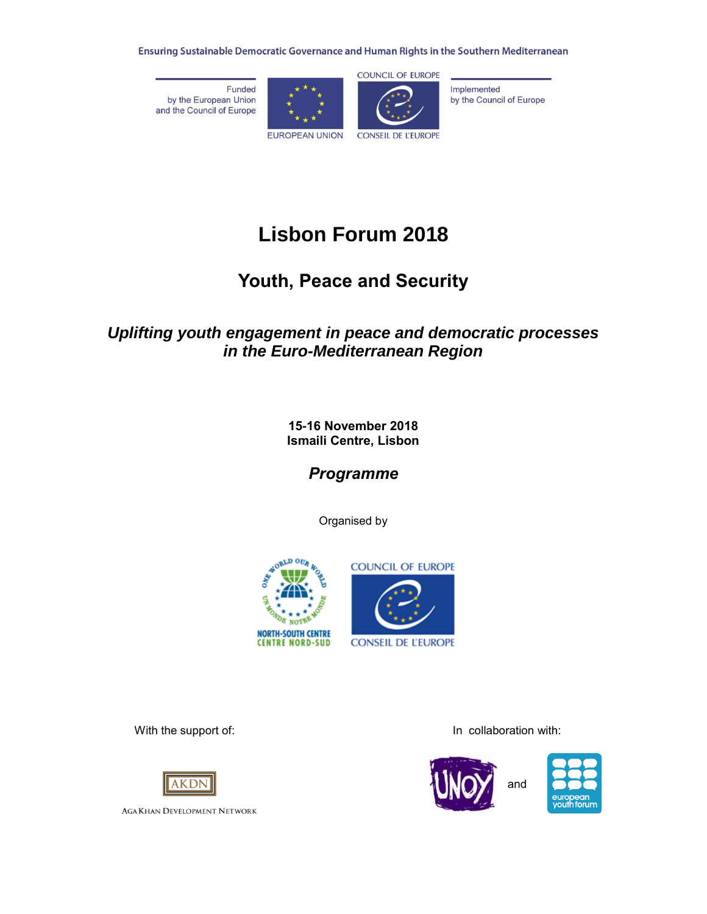Ensuring Sustainable Democratic Governance and Human Rights in the Southern Mediterranean

Funded
by the European Union
and the Council of Europe

EUROPEAN UNION

COUNCIL OF EUROPE
CONSEIL DE L'EUROPE

Implemented
by the Council of Europe

# Lisbon Forum 2018

## Youth, Peace and Security

***Uplifting youth engagement in peace and democratic processes in the Euro-Mediterranean Region***

**15-16 November 2018**
**Ismaili Centre, Lisbon**

***Programme***

Organised by

NORTH-SOUTH CENTRE
CENTRE NORD-SUD

COUNCIL OF EUROPE
CONSEIL DE L'EUROPE

With the support of:

AKDN
AGA KHAN DEVELOPMENT NETWORK

In collaboration with:

UNOY and european youth forum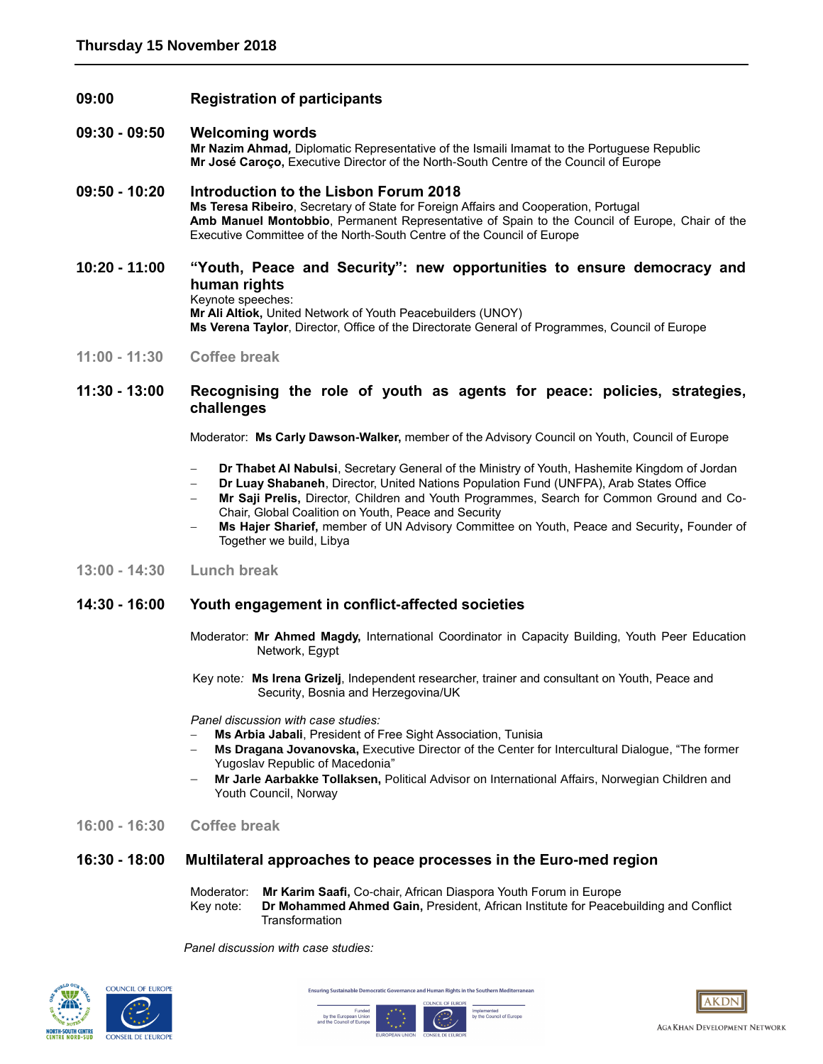## Thursday 15 November 2018

**09:00** **Registration of participants**

**09:30 - 09:50** **Welcoming words**

**Mr Nazim Ahmad,** Diplomatic Representative of the Ismaili Imamat to the Portuguese Republic
**Mr José Caroço,** Executive Director of the North-South Centre of the Council of Europe

**09:50 - 10:20** **Introduction to the Lisbon Forum 2018**

**Ms Teresa Ribeiro**, Secretary of State for Foreign Affairs and Cooperation, Portugal
**Amb Manuel Montobbio**, Permanent Representative of Spain to the Council of Europe, Chair of the Executive Committee of the North-South Centre of the Council of Europe

**10:20 - 11:00** **"Youth, Peace and Security": new opportunities to ensure democracy and human rights**

Keynote speeches:
**Mr Ali Altiok,** United Network of Youth Peacebuilders (UNOY)
**Ms Verena Taylor**, Director, Office of the Directorate General of Programmes, Council of Europe

**11:00 - 11:30** **Coffee break**

**11:30 - 13:00** **Recognising the role of youth as agents for peace: policies, strategies, challenges**

Moderator: **Ms Carly Dawson-Walker,** member of the Advisory Council on Youth, Council of Europe

- **Dr Thabet Al Nabulsi**, Secretary General of the Ministry of Youth, Hashemite Kingdom of Jordan
- **Dr Luay Shabaneh**, Director, United Nations Population Fund (UNFPA), Arab States Office
- **Mr Saji Prelis,** Director, Children and Youth Programmes, Search for Common Ground and Co-Chair, Global Coalition on Youth, Peace and Security
- **Ms Hajer Sharief,** member of UN Advisory Committee on Youth, Peace and Security**,** Founder of Together we build, Libya

**13:00 - 14:30** **Lunch break**

**14:30 - 16:00** **Youth engagement in conflict-affected societies**

Moderator: **Mr Ahmed Magdy,** International Coordinator in Capacity Building, Youth Peer Education Network, Egypt

Key note*:* **Ms Irena Grizelj**, Independent researcher, trainer and consultant on Youth, Peace and Security, Bosnia and Herzegovina/UK

*Panel discussion with case studies:*

- **Ms Arbia Jabali**, President of Free Sight Association, Tunisia
- **Ms Dragana Jovanovska,** Executive Director of the Center for Intercultural Dialogue, "The former Yugoslav Republic of Macedonia"
- **Mr Jarle Aarbakke Tollaksen,** Political Advisor on International Affairs, Norwegian Children and Youth Council, Norway

**16:00 - 16:30** **Coffee break**

**16:30 - 18:00** **Multilateral approaches to peace processes in the Euro-med region**

Moderator: **Mr Karim Saafi,** Co-chair, African Diaspora Youth Forum in Europe
Key note: **Dr Mohammed Ahmed Gain,** President, African Institute for Peacebuilding and Conflict Transformation

*Panel discussion with case studies:*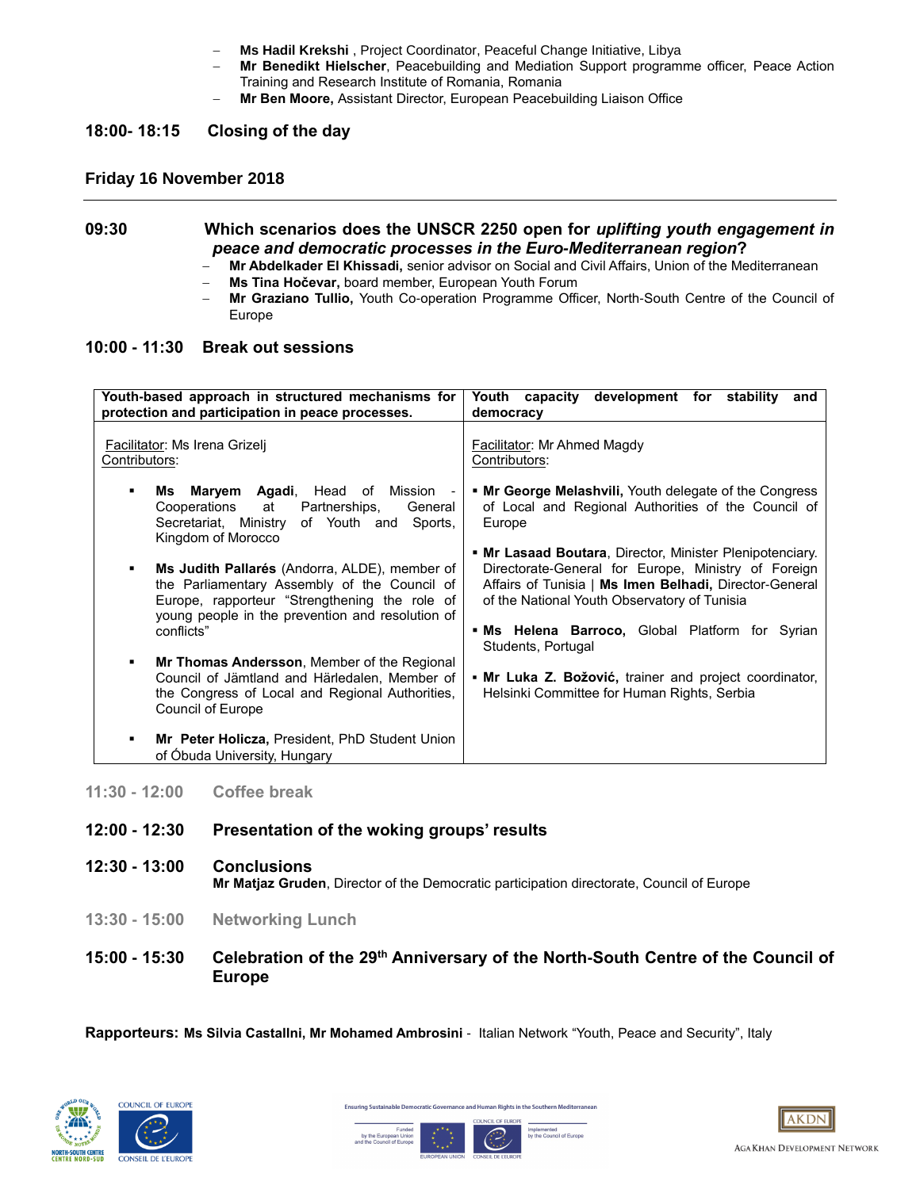- **Ms Hadil Krekshi** , Project Coordinator, Peaceful Change Initiative, Libya
- **Mr Benedikt Hielscher**, Peacebuilding and Mediation Support programme officer, Peace Action Training and Research Institute of Romania, Romania
- **Mr Ben Moore,** Assistant Director, European Peacebuilding Liaison Office

**18:00- 18:15 Closing of the day**

## Friday 16 November 2018

**09:30 Which scenarios does the UNSCR 2250 open for *uplifting youth engagement in peace and democratic processes in the Euro-Mediterranean region*?**

- **Mr Abdelkader El Khissadi,** senior advisor on Social and Civil Affairs, Union of the Mediterranean
- **Ms Tina Hočevar,** board member, European Youth Forum
- **Mr Graziano Tullio,** Youth Co-operation Programme Officer, North-South Centre of the Council of Europe

**10:00 - 11:30 Break out sessions**

| **Youth-based approach in structured mechanisms for protection and participation in peace processes.** | **Youth capacity development for stability and democracy** |
|---|---|
| Facilitator: Ms Irena Grizelj<br>Contributors:<br>▪ **Ms Maryem Agadi**, Head of Mission - Cooperations at Partnerships, General Secretariat, Ministry of Youth and Sports, Kingdom of Morocco<br>▪ **Ms Judith Pallarés** (Andorra, ALDE), member of the Parliamentary Assembly of the Council of Europe, rapporteur “Strengthening the role of young people in the prevention and resolution of conflicts”<br>▪ **Mr Thomas Andersson**, Member of the Regional Council of Jämtland and Härledalen, Member of the Congress of Local and Regional Authorities, Council of Europe<br>▪ **Mr Peter Holicza,** President, PhD Student Union of Óbuda University, Hungary | Facilitator: Mr Ahmed Magdy<br>Contributors:<br>▪ **Mr George Melashvili,** Youth delegate of the Congress of Local and Regional Authorities of the Council of Europe<br>▪ **Mr Lasaad Boutara**, Director, Minister Plenipotenciary. Directorate-General for Europe, Ministry of Foreign Affairs of Tunisia \| **Ms Imen Belhadi,** Director-General of the National Youth Observatory of Tunisia<br>▪ **Ms Helena Barroco,** Global Platform for Syrian Students, Portugal<br>▪ **Mr Luka Z. Božović,** trainer and project coordinator, Helsinki Committee for Human Rights, Serbia |

11:30 - 12:00 Coffee break

**12:00 - 12:30 Presentation of the woking groups’ results**

**12:30 - 13:00 Conclusions**
**Mr Matjaz Gruden**, Director of the Democratic participation directorate, Council of Europe

13:30 - 15:00 Networking Lunch

**15:00 - 15:30 Celebration of the 29th Anniversary of the North-South Centre of the Council of Europe**

**Rapporteurs: Ms Silvia Castallni, Mr Mohamed Ambrosini** - Italian Network “Youth, Peace and Security”, Italy

NORTH-SOUTH CENTRE CENTRE NORD-SUD | COUNCIL OF EUROPE CONSEIL DE L'EUROPE

Ensuring Sustainable Democratic Governance and Human Rights in the Southern Mediterranean
Funded by the European Union and the Council of Europe | EUROPEAN UNION | COUNCIL OF EUROPE CONSEIL DE L'EUROPE | Implemented by the Council of Europe

AKDN AGA KHAN DEVELOPMENT NETWORK